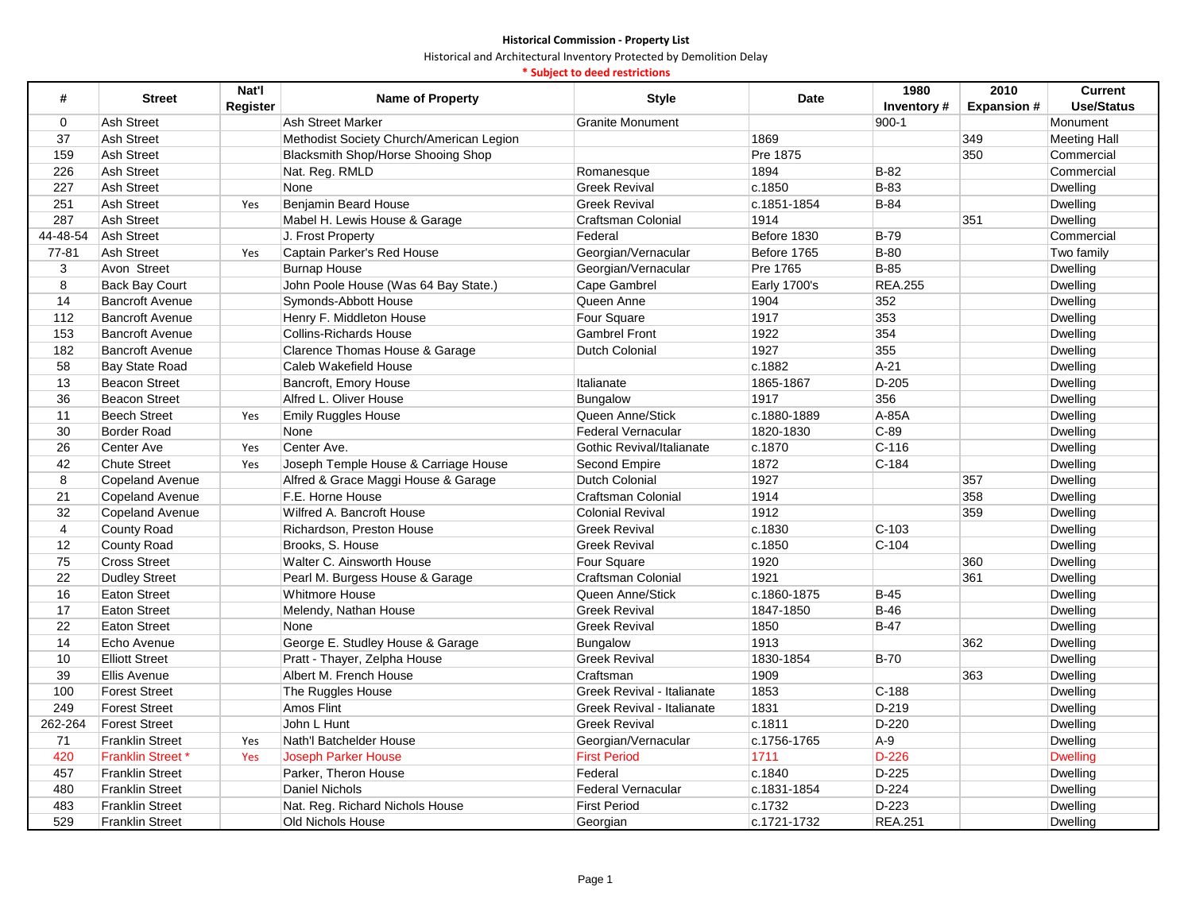**Historical Commission - Property List**

Historical and Architectural Inventory Protected by Demolition Delay

**\* Subject to deed restrictions**

| # | Street | Nat'l Register | Name of Property | Style | Date | 1980 Inventory # | 2010 Expansion # | Current Use/Status |
|---|---|---|---|---|---|---|---|---|
| 0 | Ash Street | | Ash Street Marker | Granite Monument | | 900-1 | | Monument |
| 37 | Ash Street | | Methodist Society Church/American Legion | | 1869 | | 349 | Meeting Hall |
| 159 | Ash Street | | Blacksmith Shop/Horse Shooing Shop | | Pre 1875 | | 350 | Commercial |
| 226 | Ash Street | | Nat. Reg. RMLD | Romanesque | 1894 | B-82 | | Commercial |
| 227 | Ash Street | | None | Greek Revival | c.1850 | B-83 | | Dwelling |
| 251 | Ash Street | Yes | Benjamin Beard House | Greek Revival | c.1851-1854 | B-84 | | Dwelling |
| 287 | Ash Street | | Mabel H. Lewis House & Garage | Craftsman Colonial | 1914 | | 351 | Dwelling |
| 44-48-54 | Ash Street | | J. Frost Property | Federal | Before 1830 | B-79 | | Commercial |
| 77-81 | Ash Street | Yes | Captain Parker's Red House | Georgian/Vernacular | Before 1765 | B-80 | | Two family |
| 3 | Avon Street | | Burnap House | Georgian/Vernacular | Pre 1765 | B-85 | | Dwelling |
| 8 | Back Bay Court | | John Poole House (Was 64 Bay State.) | Cape Gambrel | Early 1700's | REA.255 | | Dwelling |
| 14 | Bancroft Avenue | | Symonds-Abbott House | Queen Anne | 1904 | 352 | | Dwelling |
| 112 | Bancroft Avenue | | Henry F. Middleton House | Four Square | 1917 | 353 | | Dwelling |
| 153 | Bancroft Avenue | | Collins-Richards House | Gambrel Front | 1922 | 354 | | Dwelling |
| 182 | Bancroft Avenue | | Clarence Thomas House & Garage | Dutch Colonial | 1927 | 355 | | Dwelling |
| 58 | Bay State Road | | Caleb Wakefield House | | c.1882 | A-21 | | Dwelling |
| 13 | Beacon Street | | Bancroft, Emory House | Italianate | 1865-1867 | D-205 | | Dwelling |
| 36 | Beacon Street | | Alfred L. Oliver House | Bungalow | 1917 | 356 | | Dwelling |
| 11 | Beech Street | Yes | Emily Ruggles House | Queen Anne/Stick | c.1880-1889 | A-85A | | Dwelling |
| 30 | Border Road | | None | Federal Vernacular | 1820-1830 | C-89 | | Dwelling |
| 26 | Center Ave | Yes | Center Ave. | Gothic Revival/Italianate | c.1870 | C-116 | | Dwelling |
| 42 | Chute Street | Yes | Joseph Temple House & Carriage House | Second Empire | 1872 | C-184 | | Dwelling |
| 8 | Copeland Avenue | | Alfred & Grace Maggi House & Garage | Dutch Colonial | 1927 | | 357 | Dwelling |
| 21 | Copeland Avenue | | F.E. Horne House | Craftsman Colonial | 1914 | | 358 | Dwelling |
| 32 | Copeland Avenue | | Wilfred A. Bancroft House | Colonial Revival | 1912 | | 359 | Dwelling |
| 4 | County Road | | Richardson, Preston House | Greek Revival | c.1830 | C-103 | | Dwelling |
| 12 | County Road | | Brooks, S. House | Greek Revival | c.1850 | C-104 | | Dwelling |
| 75 | Cross Street | | Walter C. Ainsworth House | Four Square | 1920 | | 360 | Dwelling |
| 22 | Dudley Street | | Pearl M. Burgess House & Garage | Craftsman Colonial | 1921 | | 361 | Dwelling |
| 16 | Eaton Street | | Whitmore House | Queen Anne/Stick | c.1860-1875 | B-45 | | Dwelling |
| 17 | Eaton Street | | Melendy, Nathan House | Greek Revival | 1847-1850 | B-46 | | Dwelling |
| 22 | Eaton Street | | None | Greek Revival | 1850 | B-47 | | Dwelling |
| 14 | Echo Avenue | | George E. Studley House & Garage | Bungalow | 1913 | | 362 | Dwelling |
| 10 | Elliott Street | | Pratt - Thayer, Zelpha House | Greek Revival | 1830-1854 | B-70 | | Dwelling |
| 39 | Ellis Avenue | | Albert M. French House | Craftsman | 1909 | | 363 | Dwelling |
| 100 | Forest Street | | The Ruggles House | Greek Revival - Italianate | 1853 | C-188 | | Dwelling |
| 249 | Forest Street | | Amos Flint | Greek Revival - Italianate | 1831 | D-219 | | Dwelling |
| 262-264 | Forest Street | | John L Hunt | Greek Revival | c.1811 | D-220 | | Dwelling |
| 71 | Franklin Street | Yes | Nath'l Batchelder House | Georgian/Vernacular | c.1756-1765 | A-9 | | Dwelling |
| 420 | Franklin Street * | Yes | Joseph Parker House | First Period | 1711 | D-226 | | Dwelling |
| 457 | Franklin Street | | Parker, Theron House | Federal | c.1840 | D-225 | | Dwelling |
| 480 | Franklin Street | | Daniel Nichols | Federal Vernacular | c.1831-1854 | D-224 | | Dwelling |
| 483 | Franklin Street | | Nat. Reg. Richard Nichols House | First Period | c.1732 | D-223 | | Dwelling |
| 529 | Franklin Street | | Old Nichols House | Georgian | c.1721-1732 | REA.251 | | Dwelling |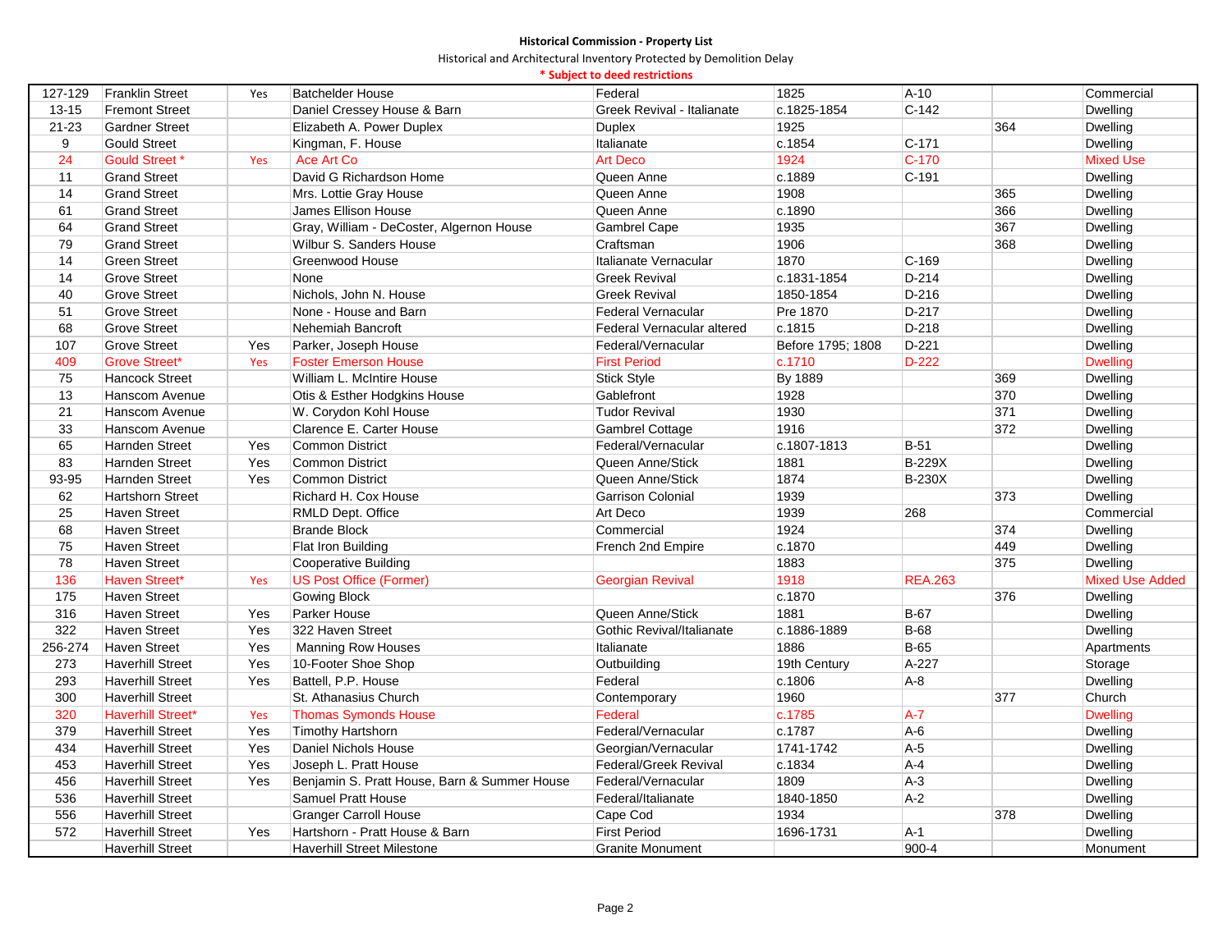**Historical Commission - Property List**

Historical and Architectural Inventory Protected by Demolition Delay

**\* Subject to deed restrictions**

| | | | | | | | | |
|---|---|---|---|---|---|---|---|---|
| 127-129 | Franklin Street | Yes | Batchelder House | Federal | 1825 | A-10 | | Commercial |
| 13-15 | Fremont Street | | Daniel Cressey House & Barn | Greek Revival - Italianate | c.1825-1854 | C-142 | | Dwelling |
| 21-23 | Gardner Street | | Elizabeth A. Power Duplex | Duplex | 1925 | | 364 | Dwelling |
| 9 | Gould Street | | Kingman, F. House | Italianate | c.1854 | C-171 | | Dwelling |
| 24 | Gould Street * | Yes | Ace Art Co | Art Deco | 1924 | C-170 | | Mixed Use |
| 11 | Grand Street | | David G Richardson Home | Queen Anne | c.1889 | C-191 | | Dwelling |
| 14 | Grand Street | | Mrs. Lottie Gray House | Queen Anne | 1908 | | 365 | Dwelling |
| 61 | Grand Street | | James Ellison House | Queen Anne | c.1890 | | 366 | Dwelling |
| 64 | Grand Street | | Gray, William - DeCoster, Algernon House | Gambrel Cape | 1935 | | 367 | Dwelling |
| 79 | Grand Street | | Wilbur S. Sanders House | Craftsman | 1906 | | 368 | Dwelling |
| 14 | Green Street | | Greenwood House | Italianate Vernacular | 1870 | C-169 | | Dwelling |
| 14 | Grove Street | | None | Greek Revival | c.1831-1854 | D-214 | | Dwelling |
| 40 | Grove Street | | Nichols, John N. House | Greek Revival | 1850-1854 | D-216 | | Dwelling |
| 51 | Grove Street | | None - House and Barn | Federal Vernacular | Pre 1870 | D-217 | | Dwelling |
| 68 | Grove Street | | Nehemiah Bancroft | Federal Vernacular altered | c.1815 | D-218 | | Dwelling |
| 107 | Grove Street | Yes | Parker, Joseph House | Federal/Vernacular | Before 1795; 1808 | D-221 | | Dwelling |
| 409 | Grove Street* | Yes | Foster Emerson House | First Period | c.1710 | D-222 | | Dwelling |
| 75 | Hancock Street | | William L. McIntire House | Stick Style | By 1889 | | 369 | Dwelling |
| 13 | Hanscom Avenue | | Otis & Esther Hodgkins House | Gablefront | 1928 | | 370 | Dwelling |
| 21 | Hanscom Avenue | | W. Corydon Kohl House | Tudor Revival | 1930 | | 371 | Dwelling |
| 33 | Hanscom Avenue | | Clarence E. Carter House | Gambrel Cottage | 1916 | | 372 | Dwelling |
| 65 | Harnden Street | Yes | Common District | Federal/Vernacular | c.1807-1813 | B-51 | | Dwelling |
| 83 | Harnden Street | Yes | Common District | Queen Anne/Stick | 1881 | B-229X | | Dwelling |
| 93-95 | Harnden Street | Yes | Common District | Queen Anne/Stick | 1874 | B-230X | | Dwelling |
| 62 | Hartshorn Street | | Richard H. Cox House | Garrison Colonial | 1939 | | 373 | Dwelling |
| 25 | Haven Street | | RMLD Dept. Office | Art Deco | 1939 | 268 | | Commercial |
| 68 | Haven Street | | Brande Block | Commercial | 1924 | | 374 | Dwelling |
| 75 | Haven Street | | Flat Iron Building | French 2nd Empire | c.1870 | | 449 | Dwelling |
| 78 | Haven Street | | Cooperative Building | | 1883 | | 375 | Dwelling |
| 136 | Haven Street* | Yes | US Post Office (Former) | Georgian Revival | 1918 | REA.263 | | Mixed Use Added |
| 175 | Haven Street | | Gowing Block | | c.1870 | | 376 | Dwelling |
| 316 | Haven Street | Yes | Parker House | Queen Anne/Stick | 1881 | B-67 | | Dwelling |
| 322 | Haven Street | Yes | 322 Haven Street | Gothic Revival/Italianate | c.1886-1889 | B-68 | | Dwelling |
| 256-274 | Haven Street | Yes | Manning Row Houses | Italianate | 1886 | B-65 | | Apartments |
| 273 | Haverhill Street | Yes | 10-Footer Shoe Shop | Outbuilding | 19th Century | A-227 | | Storage |
| 293 | Haverhill Street | Yes | Battell, P.P. House | Federal | c.1806 | A-8 | | Dwelling |
| 300 | Haverhill Street | | St. Athanasius Church | Contemporary | 1960 | | 377 | Church |
| 320 | Haverhill Street* | Yes | Thomas Symonds House | Federal | c.1785 | A-7 | | Dwelling |
| 379 | Haverhill Street | Yes | Timothy Hartshorn | Federal/Vernacular | c.1787 | A-6 | | Dwelling |
| 434 | Haverhill Street | Yes | Daniel Nichols House | Georgian/Vernacular | 1741-1742 | A-5 | | Dwelling |
| 453 | Haverhill Street | Yes | Joseph L. Pratt House | Federal/Greek Revival | c.1834 | A-4 | | Dwelling |
| 456 | Haverhill Street | Yes | Benjamin S. Pratt House, Barn & Summer House | Federal/Vernacular | 1809 | A-3 | | Dwelling |
| 536 | Haverhill Street | | Samuel Pratt House | Federal/Italianate | 1840-1850 | A-2 | | Dwelling |
| 556 | Haverhill Street | | Granger Carroll House | Cape Cod | 1934 | | 378 | Dwelling |
| 572 | Haverhill Street | Yes | Hartshorn - Pratt House & Barn | First Period | 1696-1731 | A-1 | | Dwelling |
| | Haverhill Street | | Haverhill Street Milestone | Granite Monument | | 900-4 | | Monument |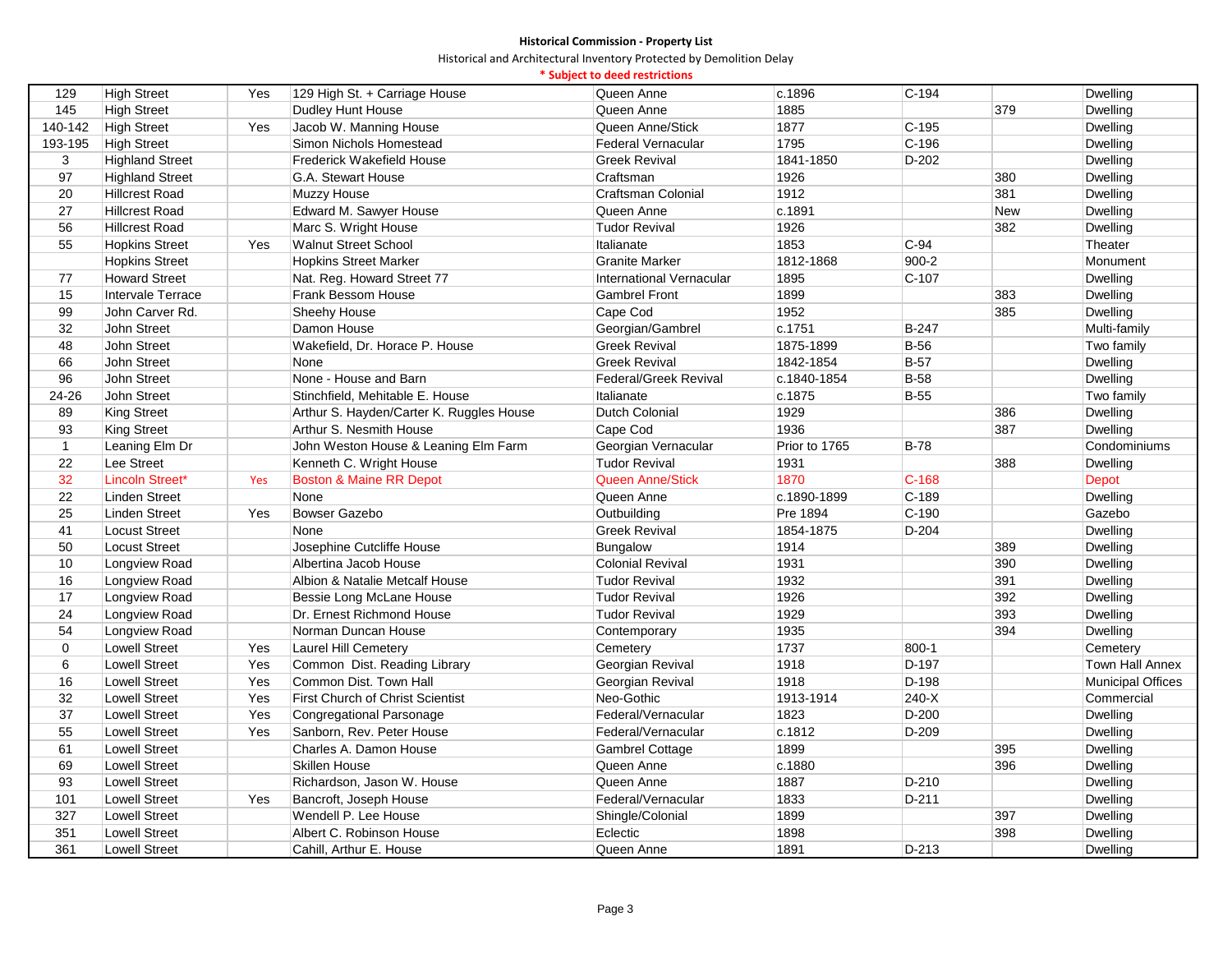**Historical Commission - Property List**

Historical and Architectural Inventory Protected by Demolition Delay

**\* Subject to deed restrictions**

| | | | | | | | | |
|---|---|---|---|---|---|---|---|---|
| 129 | High Street | Yes | 129 High St. + Carriage House | Queen Anne | c.1896 | C-194 | | Dwelling |
| 145 | High Street | | Dudley Hunt House | Queen Anne | 1885 | | 379 | Dwelling |
| 140-142 | High Street | Yes | Jacob W. Manning House | Queen Anne/Stick | 1877 | C-195 | | Dwelling |
| 193-195 | High Street | | Simon Nichols Homestead | Federal Vernacular | 1795 | C-196 | | Dwelling |
| 3 | Highland Street | | Frederick Wakefield House | Greek Revival | 1841-1850 | D-202 | | Dwelling |
| 97 | Highland Street | | G.A. Stewart House | Craftsman | 1926 | | 380 | Dwelling |
| 20 | Hillcrest Road | | Muzzy House | Craftsman Colonial | 1912 | | 381 | Dwelling |
| 27 | Hillcrest Road | | Edward M. Sawyer House | Queen Anne | c.1891 | | New | Dwelling |
| 56 | Hillcrest Road | | Marc S. Wright House | Tudor Revival | 1926 | | 382 | Dwelling |
| 55 | Hopkins Street | Yes | Walnut Street School | Italianate | 1853 | C-94 | | Theater |
| | Hopkins Street | | Hopkins Street Marker | Granite Marker | 1812-1868 | 900-2 | | Monument |
| 77 | Howard Street | | Nat. Reg. Howard Street 77 | International Vernacular | 1895 | C-107 | | Dwelling |
| 15 | Intervale Terrace | | Frank Bessom House | Gambrel Front | 1899 | | 383 | Dwelling |
| 99 | John Carver Rd. | | Sheehy House | Cape Cod | 1952 | | 385 | Dwelling |
| 32 | John Street | | Damon House | Georgian/Gambrel | c.1751 | B-247 | | Multi-family |
| 48 | John Street | | Wakefield, Dr. Horace P. House | Greek Revival | 1875-1899 | B-56 | | Two family |
| 66 | John Street | | None | Greek Revival | 1842-1854 | B-57 | | Dwelling |
| 96 | John Street | | None - House and Barn | Federal/Greek Revival | c.1840-1854 | B-58 | | Dwelling |
| 24-26 | John Street | | Stinchfield, Mehitable E. House | Italianate | c.1875 | B-55 | | Two family |
| 89 | King Street | | Arthur S. Hayden/Carter K. Ruggles House | Dutch Colonial | 1929 | | 386 | Dwelling |
| 93 | King Street | | Arthur S. Nesmith House | Cape Cod | 1936 | | 387 | Dwelling |
| 1 | Leaning Elm Dr | | John Weston House & Leaning Elm Farm | Georgian Vernacular | Prior to 1765 | B-78 | | Condominiums |
| 22 | Lee Street | | Kenneth C. Wright House | Tudor Revival | 1931 | | 388 | Dwelling |
| 32 | Lincoln Street* | Yes | Boston & Maine RR Depot | Queen Anne/Stick | 1870 | C-168 | | Depot |
| 22 | Linden Street | | None | Queen Anne | c.1890-1899 | C-189 | | Dwelling |
| 25 | Linden Street | Yes | Bowser Gazebo | Outbuilding | Pre 1894 | C-190 | | Gazebo |
| 41 | Locust Street | | None | Greek Revival | 1854-1875 | D-204 | | Dwelling |
| 50 | Locust Street | | Josephine Cutcliffe House | Bungalow | 1914 | | 389 | Dwelling |
| 10 | Longview Road | | Albertina Jacob House | Colonial Revival | 1931 | | 390 | Dwelling |
| 16 | Longview Road | | Albion & Natalie Metcalf House | Tudor Revival | 1932 | | 391 | Dwelling |
| 17 | Longview Road | | Bessie Long McLane House | Tudor Revival | 1926 | | 392 | Dwelling |
| 24 | Longview Road | | Dr. Ernest Richmond House | Tudor Revival | 1929 | | 393 | Dwelling |
| 54 | Longview Road | | Norman Duncan House | Contemporary | 1935 | | 394 | Dwelling |
| 0 | Lowell Street | Yes | Laurel Hill Cemetery | Cemetery | 1737 | 800-1 | | Cemetery |
| 6 | Lowell Street | Yes | Common Dist. Reading Library | Georgian Revival | 1918 | D-197 | | Town Hall Annex |
| 16 | Lowell Street | Yes | Common Dist. Town Hall | Georgian Revival | 1918 | D-198 | | Municipal Offices |
| 32 | Lowell Street | Yes | First Church of Christ Scientist | Neo-Gothic | 1913-1914 | 240-X | | Commercial |
| 37 | Lowell Street | Yes | Congregational Parsonage | Federal/Vernacular | 1823 | D-200 | | Dwelling |
| 55 | Lowell Street | Yes | Sanborn, Rev. Peter House | Federal/Vernacular | c.1812 | D-209 | | Dwelling |
| 61 | Lowell Street | | Charles A. Damon House | Gambrel Cottage | 1899 | | 395 | Dwelling |
| 69 | Lowell Street | | Skillen House | Queen Anne | c.1880 | | 396 | Dwelling |
| 93 | Lowell Street | | Richardson, Jason W. House | Queen Anne | 1887 | D-210 | | Dwelling |
| 101 | Lowell Street | Yes | Bancroft, Joseph House | Federal/Vernacular | 1833 | D-211 | | Dwelling |
| 327 | Lowell Street | | Wendell P. Lee House | Shingle/Colonial | 1899 | | 397 | Dwelling |
| 351 | Lowell Street | | Albert C. Robinson House | Eclectic | 1898 | | 398 | Dwelling |
| 361 | Lowell Street | | Cahill, Arthur E. House | Queen Anne | 1891 | D-213 | | Dwelling |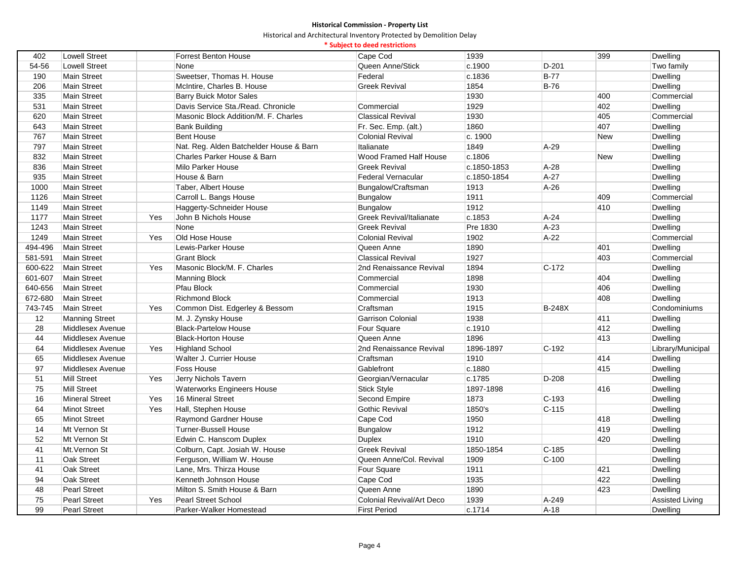**Historical Commission - Property List**

Historical and Architectural Inventory Protected by Demolition Delay

**\* Subject to deed restrictions**

| | | | | | | | | |
|---|---|---|---|---|---|---|---|---|
| 402 | Lowell Street | | Forrest Benton House | Cape Cod | 1939 | | 399 | Dwelling |
| 54-56 | Lowell Street | | None | Queen Anne/Stick | c.1900 | D-201 | | Two family |
| 190 | Main Street | | Sweetser, Thomas H. House | Federal | c.1836 | B-77 | | Dwelling |
| 206 | Main Street | | McIntire, Charles B. House | Greek Revival | 1854 | B-76 | | Dwelling |
| 335 | Main Street | | Barry Buick Motor Sales | | 1930 | | 400 | Commercial |
| 531 | Main Street | | Davis Service Sta./Read. Chronicle | Commercial | 1929 | | 402 | Dwelling |
| 620 | Main Street | | Masonic Block Addition/M. F. Charles | Classical Revival | 1930 | | 405 | Commercial |
| 643 | Main Street | | Bank Building | Fr. Sec. Emp. (alt.) | 1860 | | 407 | Dwelling |
| 767 | Main Street | | Bent House | Colonial Revival | c. 1900 | | New | Dwelling |
| 797 | Main Street | | Nat. Reg. Alden Batchelder House & Barn | Italianate | 1849 | A-29 | | Dwelling |
| 832 | Main Street | | Charles Parker House & Barn | Wood Framed Half House | c.1806 | | New | Dwelling |
| 836 | Main Street | | Milo Parker House | Greek Revival | c.1850-1853 | A-28 | | Dwelling |
| 935 | Main Street | | House & Barn | Federal Vernacular | c.1850-1854 | A-27 | | Dwelling |
| 1000 | Main Street | | Taber, Albert House | Bungalow/Craftsman | 1913 | A-26 | | Dwelling |
| 1126 | Main Street | | Carroll L. Bangs House | Bungalow | 1911 | | 409 | Commercial |
| 1149 | Main Street | | Haggerty-Schneider House | Bungalow | 1912 | | 410 | Dwelling |
| 1177 | Main Street | Yes | John B Nichols House | Greek Revival/Italianate | c.1853 | A-24 | | Dwelling |
| 1243 | Main Street | | None | Greek Revival | Pre 1830 | A-23 | | Dwelling |
| 1249 | Main Street | Yes | Old Hose House | Colonial Revival | 1902 | A-22 | | Commercial |
| 494-496 | Main Street | | Lewis-Parker House | Queen Anne | 1890 | | 401 | Dwelling |
| 581-591 | Main Street | | Grant Block | Classical Revival | 1927 | | 403 | Commercial |
| 600-622 | Main Street | Yes | Masonic Block/M. F. Charles | 2nd Renaissance Revival | 1894 | C-172 | | Dwelling |
| 601-607 | Main Street | | Manning Block | Commercial | 1898 | | 404 | Dwelling |
| 640-656 | Main Street | | Pfau Block | Commercial | 1930 | | 406 | Dwelling |
| 672-680 | Main Street | | Richmond Block | Commercial | 1913 | | 408 | Dwelling |
| 743-745 | Main Street | Yes | Common Dist. Edgerley & Bessom | Craftsman | 1915 | B-248X | | Condominiums |
| 12 | Manning Street | | M. J. Zynsky House | Garrison Colonial | 1938 | | 411 | Dwelling |
| 28 | Middlesex Avenue | | Black-Partelow House | Four Square | c.1910 | | 412 | Dwelling |
| 44 | Middlesex Avenue | | Black-Horton House | Queen Anne | 1896 | | 413 | Dwelling |
| 64 | Middlesex Avenue | Yes | Highland School | 2nd Renaissance Revival | 1896-1897 | C-192 | | Library/Municipal |
| 65 | Middlesex Avenue | | Walter J. Currier House | Craftsman | 1910 | | 414 | Dwelling |
| 97 | Middlesex Avenue | | Foss House | Gablefront | c.1880 | | 415 | Dwelling |
| 51 | Mill Street | Yes | Jerry Nichols Tavern | Georgian/Vernacular | c.1785 | D-208 | | Dwelling |
| 75 | Mill Street | | Waterworks Engineers House | Stick Style | 1897-1898 | | 416 | Dwelling |
| 16 | Mineral Street | Yes | 16 Mineral Street | Second Empire | 1873 | C-193 | | Dwelling |
| 64 | Minot Street | Yes | Hall, Stephen House | Gothic Revival | 1850's | C-115 | | Dwelling |
| 65 | Minot Street | | Raymond Gardner House | Cape Cod | 1950 | | 418 | Dwelling |
| 14 | Mt Vernon St | | Turner-Bussell House | Bungalow | 1912 | | 419 | Dwelling |
| 52 | Mt Vernon St | | Edwin C. Hanscom Duplex | Duplex | 1910 | | 420 | Dwelling |
| 41 | Mt.Vernon St | | Colburn, Capt. Josiah W. House | Greek Revival | 1850-1854 | C-185 | | Dwelling |
| 11 | Oak Street | | Ferguson, William W. House | Queen Anne/Col. Revival | 1909 | C-100 | | Dwelling |
| 41 | Oak Street | | Lane, Mrs. Thirza House | Four Square | 1911 | | 421 | Dwelling |
| 94 | Oak Street | | Kenneth Johnson House | Cape Cod | 1935 | | 422 | Dwelling |
| 48 | Pearl Street | | Milton S. Smith House & Barn | Queen Anne | 1890 | | 423 | Dwelling |
| 75 | Pearl Street | Yes | Pearl Street School | Colonial Revival/Art Deco | 1939 | A-249 | | Assisted Living |
| 99 | Pearl Street | | Parker-Walker Homestead | First Period | c.1714 | A-18 | | Dwelling |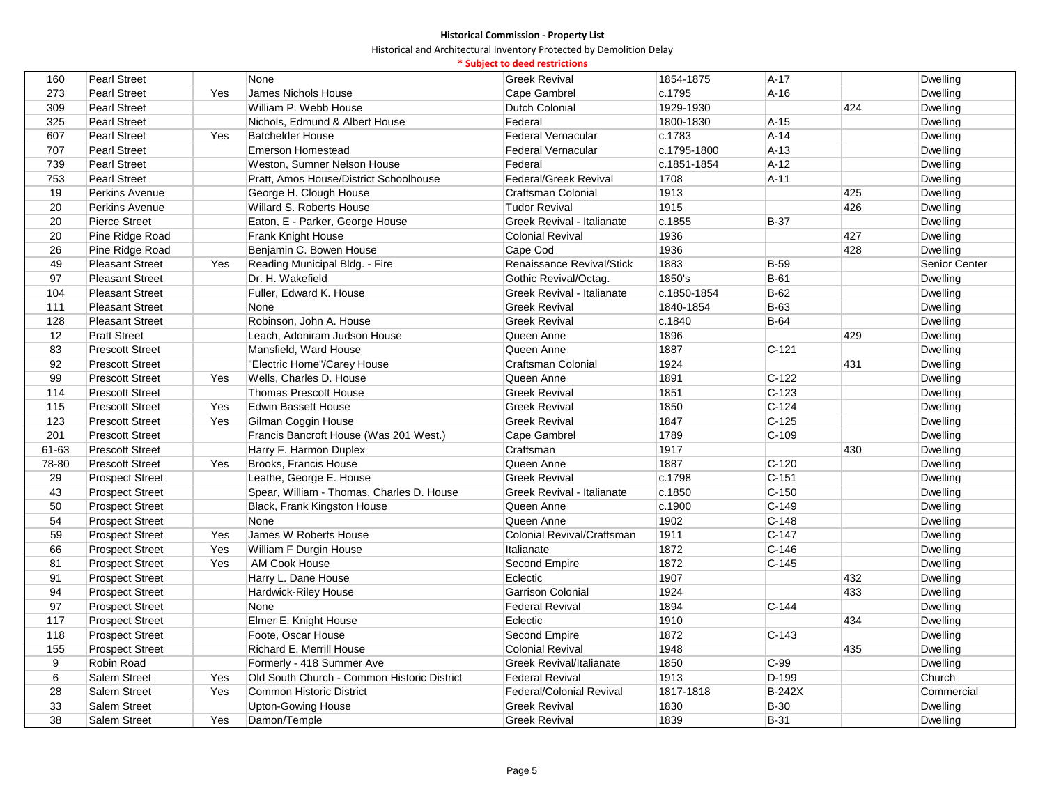**Historical Commission - Property List**

Historical and Architectural Inventory Protected by Demolition Delay

*** Subject to deed restrictions**

| | | | | | | | | |
|---|---|---|---|---|---|---|---|---|
| 160 | Pearl Street | | None | Greek Revival | 1854-1875 | A-17 | | Dwelling |
| 273 | Pearl Street | Yes | James Nichols House | Cape Gambrel | c.1795 | A-16 | | Dwelling |
| 309 | Pearl Street | | William P. Webb House | Dutch Colonial | 1929-1930 | | 424 | Dwelling |
| 325 | Pearl Street | | Nichols, Edmund & Albert House | Federal | 1800-1830 | A-15 | | Dwelling |
| 607 | Pearl Street | Yes | Batchelder House | Federal Vernacular | c.1783 | A-14 | | Dwelling |
| 707 | Pearl Street | | Emerson Homestead | Federal Vernacular | c.1795-1800 | A-13 | | Dwelling |
| 739 | Pearl Street | | Weston, Sumner Nelson House | Federal | c.1851-1854 | A-12 | | Dwelling |
| 753 | Pearl Street | | Pratt, Amos House/District Schoolhouse | Federal/Greek Revival | 1708 | A-11 | | Dwelling |
| 19 | Perkins Avenue | | George H. Clough House | Craftsman Colonial | 1913 | | 425 | Dwelling |
| 20 | Perkins Avenue | | Willard S. Roberts House | Tudor Revival | 1915 | | 426 | Dwelling |
| 20 | Pierce Street | | Eaton, E - Parker, George House | Greek Revival - Italianate | c.1855 | B-37 | | Dwelling |
| 20 | Pine Ridge Road | | Frank Knight House | Colonial Revival | 1936 | | 427 | Dwelling |
| 26 | Pine Ridge Road | | Benjamin C. Bowen House | Cape Cod | 1936 | | 428 | Dwelling |
| 49 | Pleasant Street | Yes | Reading Municipal Bldg. - Fire | Renaissance Revival/Stick | 1883 | B-59 | | Senior Center |
| 97 | Pleasant Street | | Dr. H. Wakefield | Gothic Revival/Octag. | 1850's | B-61 | | Dwelling |
| 104 | Pleasant Street | | Fuller, Edward K. House | Greek Revival - Italianate | c.1850-1854 | B-62 | | Dwelling |
| 111 | Pleasant Street | | None | Greek Revival | 1840-1854 | B-63 | | Dwelling |
| 128 | Pleasant Street | | Robinson, John A. House | Greek Revival | c.1840 | B-64 | | Dwelling |
| 12 | Pratt Street | | Leach, Adoniram Judson House | Queen Anne | 1896 | | 429 | Dwelling |
| 83 | Prescott Street | | Mansfield, Ward House | Queen Anne | 1887 | C-121 | | Dwelling |
| 92 | Prescott Street | | "Electric Home"/Carey House | Craftsman Colonial | 1924 | | 431 | Dwelling |
| 99 | Prescott Street | Yes | Wells, Charles D. House | Queen Anne | 1891 | C-122 | | Dwelling |
| 114 | Prescott Street | | Thomas Prescott House | Greek Revival | 1851 | C-123 | | Dwelling |
| 115 | Prescott Street | Yes | Edwin Bassett House | Greek Revival | 1850 | C-124 | | Dwelling |
| 123 | Prescott Street | Yes | Gilman Coggin House | Greek Revival | 1847 | C-125 | | Dwelling |
| 201 | Prescott Street | | Francis Bancroft House (Was 201 West.) | Cape Gambrel | 1789 | C-109 | | Dwelling |
| 61-63 | Prescott Street | | Harry F. Harmon Duplex | Craftsman | 1917 | | 430 | Dwelling |
| 78-80 | Prescott Street | Yes | Brooks, Francis House | Queen Anne | 1887 | C-120 | | Dwelling |
| 29 | Prospect Street | | Leathe, George E. House | Greek Revival | c.1798 | C-151 | | Dwelling |
| 43 | Prospect Street | | Spear, William - Thomas, Charles D. House | Greek Revival - Italianate | c.1850 | C-150 | | Dwelling |
| 50 | Prospect Street | | Black, Frank Kingston House | Queen Anne | c.1900 | C-149 | | Dwelling |
| 54 | Prospect Street | | None | Queen Anne | 1902 | C-148 | | Dwelling |
| 59 | Prospect Street | Yes | James W Roberts House | Colonial Revival/Craftsman | 1911 | C-147 | | Dwelling |
| 66 | Prospect Street | Yes | William F Durgin House | Italianate | 1872 | C-146 | | Dwelling |
| 81 | Prospect Street | Yes | AM Cook House | Second Empire | 1872 | C-145 | | Dwelling |
| 91 | Prospect Street | | Harry L. Dane House | Eclectic | 1907 | | 432 | Dwelling |
| 94 | Prospect Street | | Hardwick-Riley House | Garrison Colonial | 1924 | | 433 | Dwelling |
| 97 | Prospect Street | | None | Federal Revival | 1894 | C-144 | | Dwelling |
| 117 | Prospect Street | | Elmer E. Knight House | Eclectic | 1910 | | 434 | Dwelling |
| 118 | Prospect Street | | Foote, Oscar House | Second Empire | 1872 | C-143 | | Dwelling |
| 155 | Prospect Street | | Richard E. Merrill House | Colonial Revival | 1948 | | 435 | Dwelling |
| 9 | Robin Road | | Formerly - 418 Summer Ave | Greek Revival/Italianate | 1850 | C-99 | | Dwelling |
| 6 | Salem Street | Yes | Old South Church - Common Historic District | Federal Revival | 1913 | D-199 | | Church |
| 28 | Salem Street | Yes | Common Historic District | Federal/Colonial Revival | 1817-1818 | B-242X | | Commercial |
| 33 | Salem Street | | Upton-Gowing House | Greek Revival | 1830 | B-30 | | Dwelling |
| 38 | Salem Street | Yes | Damon/Temple | Greek Revival | 1839 | B-31 | | Dwelling |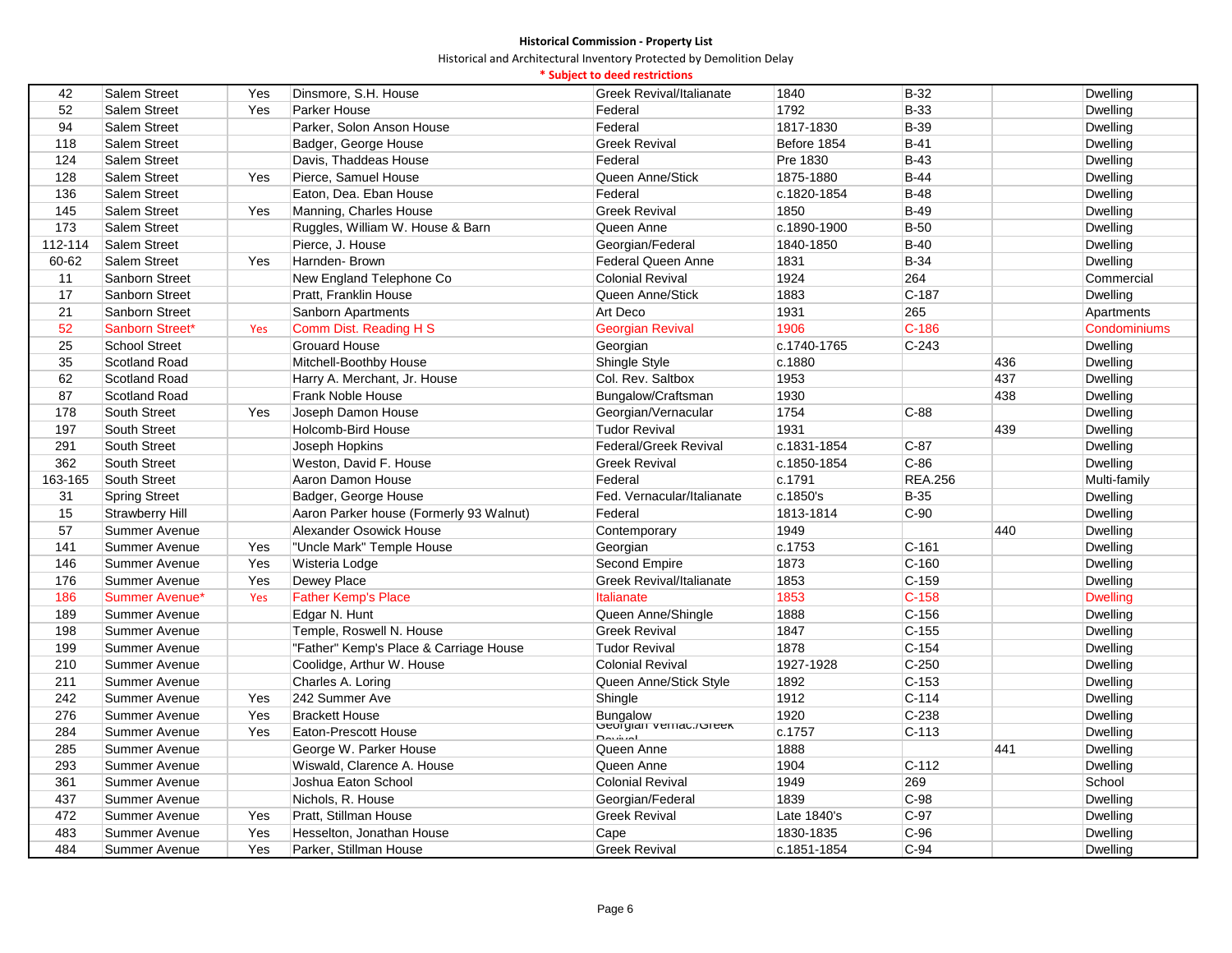**Historical Commission - Property List**

Historical and Architectural Inventory Protected by Demolition Delay

**\* Subject to deed restrictions**

| | | | | | | | | |
|---|---|---|---|---|---|---|---|---|
| 42 | Salem Street | Yes | Dinsmore, S.H. House | Greek Revival/Italianate | 1840 | B-32 | | Dwelling |
| 52 | Salem Street | Yes | Parker House | Federal | 1792 | B-33 | | Dwelling |
| 94 | Salem Street | | Parker, Solon Anson House | Federal | 1817-1830 | B-39 | | Dwelling |
| 118 | Salem Street | | Badger, George House | Greek Revival | Before 1854 | B-41 | | Dwelling |
| 124 | Salem Street | | Davis, Thaddeas House | Federal | Pre 1830 | B-43 | | Dwelling |
| 128 | Salem Street | Yes | Pierce, Samuel House | Queen Anne/Stick | 1875-1880 | B-44 | | Dwelling |
| 136 | Salem Street | | Eaton, Dea. Eban House | Federal | c.1820-1854 | B-48 | | Dwelling |
| 145 | Salem Street | Yes | Manning, Charles House | Greek Revival | 1850 | B-49 | | Dwelling |
| 173 | Salem Street | | Ruggles, William W. House & Barn | Queen Anne | c.1890-1900 | B-50 | | Dwelling |
| 112-114 | Salem Street | | Pierce, J. House | Georgian/Federal | 1840-1850 | B-40 | | Dwelling |
| 60-62 | Salem Street | Yes | Harnden- Brown | Federal Queen Anne | 1831 | B-34 | | Dwelling |
| 11 | Sanborn Street | | New England Telephone Co | Colonial Revival | 1924 | 264 | | Commercial |
| 17 | Sanborn Street | | Pratt, Franklin House | Queen Anne/Stick | 1883 | C-187 | | Dwelling |
| 21 | Sanborn Street | | Sanborn Apartments | Art Deco | 1931 | 265 | | Apartments |
| 52 | Sanborn Street* | Yes | Comm Dist. Reading H S | Georgian Revival | 1906 | C-186 | | Condominiums |
| 25 | School Street | | Grouard House | Georgian | c.1740-1765 | C-243 | | Dwelling |
| 35 | Scotland Road | | Mitchell-Boothby House | Shingle Style | c.1880 | | 436 | Dwelling |
| 62 | Scotland Road | | Harry A. Merchant, Jr. House | Col. Rev. Saltbox | 1953 | | 437 | Dwelling |
| 87 | Scotland Road | | Frank Noble House | Bungalow/Craftsman | 1930 | | 438 | Dwelling |
| 178 | South Street | Yes | Joseph Damon House | Georgian/Vernacular | 1754 | C-88 | | Dwelling |
| 197 | South Street | | Holcomb-Bird House | Tudor Revival | 1931 | | 439 | Dwelling |
| 291 | South Street | | Joseph Hopkins | Federal/Greek Revival | c.1831-1854 | C-87 | | Dwelling |
| 362 | South Street | | Weston, David F. House | Greek Revival | c.1850-1854 | C-86 | | Dwelling |
| 163-165 | South Street | | Aaron Damon House | Federal | c.1791 | REA.256 | | Multi-family |
| 31 | Spring Street | | Badger, George House | Fed. Vernacular/Italianate | c.1850's | B-35 | | Dwelling |
| 15 | Strawberry Hill | | Aaron Parker house (Formerly 93 Walnut) | Federal | 1813-1814 | C-90 | | Dwelling |
| 57 | Summer Avenue | | Alexander Osowick House | Contemporary | 1949 | | 440 | Dwelling |
| 141 | Summer Avenue | Yes | "Uncle Mark" Temple House | Georgian | c.1753 | C-161 | | Dwelling |
| 146 | Summer Avenue | Yes | Wisteria Lodge | Second Empire | 1873 | C-160 | | Dwelling |
| 176 | Summer Avenue | Yes | Dewey Place | Greek Revival/Italianate | 1853 | C-159 | | Dwelling |
| 186 | Summer Avenue* | Yes | Father Kemp's Place | Italianate | 1853 | C-158 | | Dwelling |
| 189 | Summer Avenue | | Edgar N. Hunt | Queen Anne/Shingle | 1888 | C-156 | | Dwelling |
| 198 | Summer Avenue | | Temple, Roswell N. House | Greek Revival | 1847 | C-155 | | Dwelling |
| 199 | Summer Avenue | | "Father" Kemp's Place & Carriage House | Tudor Revival | 1878 | C-154 | | Dwelling |
| 210 | Summer Avenue | | Coolidge, Arthur W. House | Colonial Revival | 1927-1928 | C-250 | | Dwelling |
| 211 | Summer Avenue | | Charles A. Loring | Queen Anne/Stick Style | 1892 | C-153 | | Dwelling |
| 242 | Summer Avenue | Yes | 242 Summer Ave | Shingle | 1912 | C-114 | | Dwelling |
| 276 | Summer Avenue | Yes | Brackett House | Bungalow | 1920 | C-238 | | Dwelling |
| 284 | Summer Avenue | Yes | Eaton-Prescott House | Georgian Vernac./Greek Revival | c.1757 | C-113 | | Dwelling |
| 285 | Summer Avenue | | George W. Parker House | Queen Anne | 1888 | | 441 | Dwelling |
| 293 | Summer Avenue | | Wiswald, Clarence A. House | Queen Anne | 1904 | C-112 | | Dwelling |
| 361 | Summer Avenue | | Joshua Eaton School | Colonial Revival | 1949 | 269 | | School |
| 437 | Summer Avenue | | Nichols, R. House | Georgian/Federal | 1839 | C-98 | | Dwelling |
| 472 | Summer Avenue | Yes | Pratt, Stillman House | Greek Revival | Late 1840's | C-97 | | Dwelling |
| 483 | Summer Avenue | Yes | Hesselton, Jonathan House | Cape | 1830-1835 | C-96 | | Dwelling |
| 484 | Summer Avenue | Yes | Parker, Stillman House | Greek Revival | c.1851-1854 | C-94 | | Dwelling |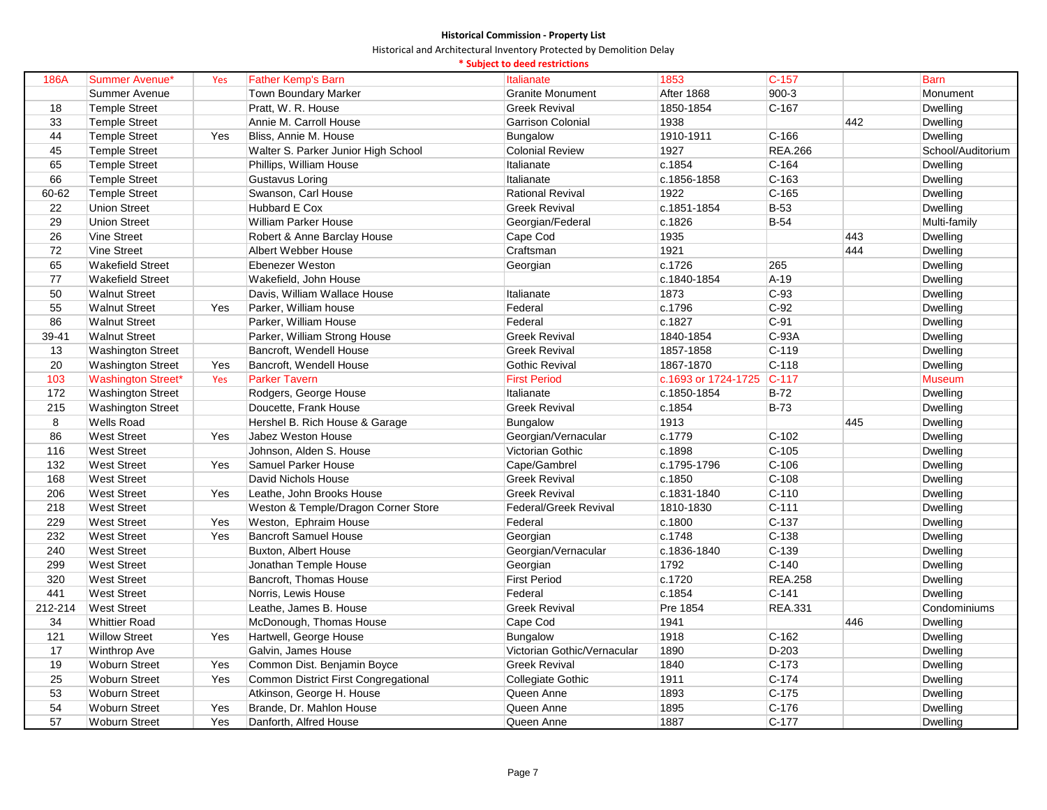**Historical Commission - Property List**

Historical and Architectural Inventory Protected by Demolition Delay

*** Subject to deed restrictions**

| | | | | | | | | |
|---|---|---|---|---|---|---|---|---|
| 186A | Summer Avenue* | Yes | Father Kemp's Barn | Italianate | 1853 | C-157 | | Barn |
| | Summer Avenue | | Town Boundary Marker | Granite Monument | After 1868 | 900-3 | | Monument |
| 18 | Temple Street | | Pratt, W. R. House | Greek Revival | 1850-1854 | C-167 | | Dwelling |
| 33 | Temple Street | | Annie M. Carroll House | Garrison Colonial | 1938 | | 442 | Dwelling |
| 44 | Temple Street | Yes | Bliss, Annie M. House | Bungalow | 1910-1911 | C-166 | | Dwelling |
| 45 | Temple Street | | Walter S. Parker Junior High School | Colonial Review | 1927 | REA.266 | | School/Auditorium |
| 65 | Temple Street | | Phillips, William House | Italianate | c.1854 | C-164 | | Dwelling |
| 66 | Temple Street | | Gustavus Loring | Italianate | c.1856-1858 | C-163 | | Dwelling |
| 60-62 | Temple Street | | Swanson, Carl House | Rational Revival | 1922 | C-165 | | Dwelling |
| 22 | Union Street | | Hubbard E Cox | Greek Revival | c.1851-1854 | B-53 | | Dwelling |
| 29 | Union Street | | William Parker House | Georgian/Federal | c.1826 | B-54 | | Multi-family |
| 26 | Vine Street | | Robert & Anne Barclay House | Cape Cod | 1935 | | 443 | Dwelling |
| 72 | Vine Street | | Albert Webber House | Craftsman | 1921 | | 444 | Dwelling |
| 65 | Wakefield Street | | Ebenezer Weston | Georgian | c.1726 | 265 | | Dwelling |
| 77 | Wakefield Street | | Wakefield, John House | | c.1840-1854 | A-19 | | Dwelling |
| 50 | Walnut Street | | Davis, William Wallace House | Italianate | 1873 | C-93 | | Dwelling |
| 55 | Walnut Street | Yes | Parker, William house | Federal | c.1796 | C-92 | | Dwelling |
| 86 | Walnut Street | | Parker, William House | Federal | c.1827 | C-91 | | Dwelling |
| 39-41 | Walnut Street | | Parker, William Strong House | Greek Revival | 1840-1854 | C-93A | | Dwelling |
| 13 | Washington Street | | Bancroft, Wendell House | Greek Revival | 1857-1858 | C-119 | | Dwelling |
| 20 | Washington Street | Yes | Bancroft, Wendell House | Gothic Revival | 1867-1870 | C-118 | | Dwelling |
| 103 | Washington Street* | Yes | Parker Tavern | First Period | c.1693 or 1724-1725 | C-117 | | Museum |
| 172 | Washington Street | | Rodgers, George House | Italianate | c.1850-1854 | B-72 | | Dwelling |
| 215 | Washington Street | | Doucette, Frank House | Greek Revival | c.1854 | B-73 | | Dwelling |
| 8 | Wells Road | | Hershel B. Rich House & Garage | Bungalow | 1913 | | 445 | Dwelling |
| 86 | West Street | Yes | Jabez Weston House | Georgian/Vernacular | c.1779 | C-102 | | Dwelling |
| 116 | West Street | | Johnson, Alden S. House | Victorian Gothic | c.1898 | C-105 | | Dwelling |
| 132 | West Street | Yes | Samuel Parker House | Cape/Gambrel | c.1795-1796 | C-106 | | Dwelling |
| 168 | West Street | | David Nichols House | Greek Revival | c.1850 | C-108 | | Dwelling |
| 206 | West Street | Yes | Leathe, John Brooks House | Greek Revival | c.1831-1840 | C-110 | | Dwelling |
| 218 | West Street | | Weston & Temple/Dragon Corner Store | Federal/Greek Revival | 1810-1830 | C-111 | | Dwelling |
| 229 | West Street | Yes | Weston, Ephraim House | Federal | c.1800 | C-137 | | Dwelling |
| 232 | West Street | Yes | Bancroft Samuel House | Georgian | c.1748 | C-138 | | Dwelling |
| 240 | West Street | | Buxton, Albert House | Georgian/Vernacular | c.1836-1840 | C-139 | | Dwelling |
| 299 | West Street | | Jonathan Temple House | Georgian | 1792 | C-140 | | Dwelling |
| 320 | West Street | | Bancroft, Thomas House | First Period | c.1720 | REA.258 | | Dwelling |
| 441 | West Street | | Norris, Lewis House | Federal | c.1854 | C-141 | | Dwelling |
| 212-214 | West Street | | Leathe, James B. House | Greek Revival | Pre 1854 | REA.331 | | Condominiums |
| 34 | Whittier Road | | McDonough, Thomas House | Cape Cod | 1941 | | 446 | Dwelling |
| 121 | Willow Street | Yes | Hartwell, George House | Bungalow | 1918 | C-162 | | Dwelling |
| 17 | Winthrop Ave | | Galvin, James House | Victorian Gothic/Vernacular | 1890 | D-203 | | Dwelling |
| 19 | Woburn Street | Yes | Common Dist. Benjamin Boyce | Greek Revival | 1840 | C-173 | | Dwelling |
| 25 | Woburn Street | Yes | Common District First Congregational | Collegiate Gothic | 1911 | C-174 | | Dwelling |
| 53 | Woburn Street | | Atkinson, George H. House | Queen Anne | 1893 | C-175 | | Dwelling |
| 54 | Woburn Street | Yes | Brande, Dr. Mahlon House | Queen Anne | 1895 | C-176 | | Dwelling |
| 57 | Woburn Street | Yes | Danforth, Alfred House | Queen Anne | 1887 | C-177 | | Dwelling |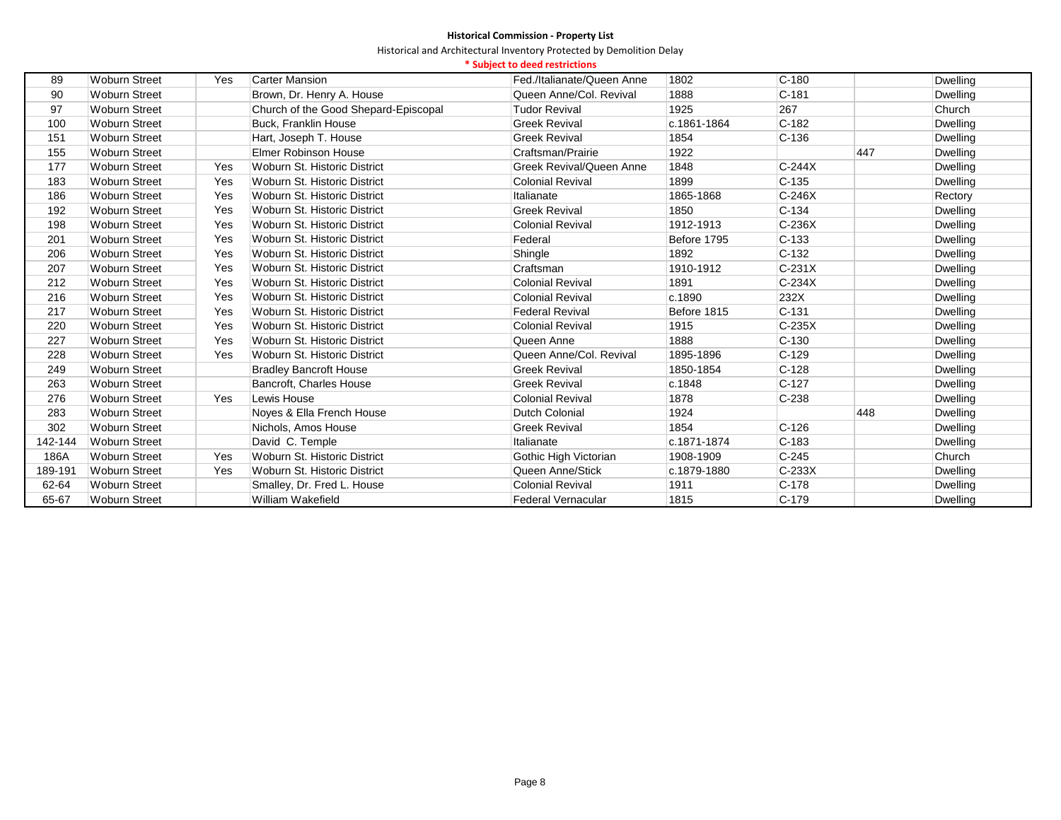**Historical Commission - Property List**

Historical and Architectural Inventory Protected by Demolition Delay

**\* Subject to deed restrictions**

| | | | | | | | | |
|---|---|---|---|---|---|---|---|---|
| 89 | Woburn Street | Yes | Carter Mansion | Fed./Italianate/Queen Anne | 1802 | C-180 | | Dwelling |
| 90 | Woburn Street | | Brown, Dr. Henry A. House | Queen Anne/Col. Revival | 1888 | C-181 | | Dwelling |
| 97 | Woburn Street | | Church of the Good Shepard-Episcopal | Tudor Revival | 1925 | 267 | | Church |
| 100 | Woburn Street | | Buck, Franklin House | Greek Revival | c.1861-1864 | C-182 | | Dwelling |
| 151 | Woburn Street | | Hart, Joseph T. House | Greek Revival | 1854 | C-136 | | Dwelling |
| 155 | Woburn Street | | Elmer Robinson House | Craftsman/Prairie | 1922 | | 447 | Dwelling |
| 177 | Woburn Street | Yes | Woburn St. Historic District | Greek Revival/Queen Anne | 1848 | C-244X | | Dwelling |
| 183 | Woburn Street | Yes | Woburn St. Historic District | Colonial Revival | 1899 | C-135 | | Dwelling |
| 186 | Woburn Street | Yes | Woburn St. Historic District | Italianate | 1865-1868 | C-246X | | Rectory |
| 192 | Woburn Street | Yes | Woburn St. Historic District | Greek Revival | 1850 | C-134 | | Dwelling |
| 198 | Woburn Street | Yes | Woburn St. Historic District | Colonial Revival | 1912-1913 | C-236X | | Dwelling |
| 201 | Woburn Street | Yes | Woburn St. Historic District | Federal | Before 1795 | C-133 | | Dwelling |
| 206 | Woburn Street | Yes | Woburn St. Historic District | Shingle | 1892 | C-132 | | Dwelling |
| 207 | Woburn Street | Yes | Woburn St. Historic District | Craftsman | 1910-1912 | C-231X | | Dwelling |
| 212 | Woburn Street | Yes | Woburn St. Historic District | Colonial Revival | 1891 | C-234X | | Dwelling |
| 216 | Woburn Street | Yes | Woburn St. Historic District | Colonial Revival | c.1890 | 232X | | Dwelling |
| 217 | Woburn Street | Yes | Woburn St. Historic District | Federal Revival | Before 1815 | C-131 | | Dwelling |
| 220 | Woburn Street | Yes | Woburn St. Historic District | Colonial Revival | 1915 | C-235X | | Dwelling |
| 227 | Woburn Street | Yes | Woburn St. Historic District | Queen Anne | 1888 | C-130 | | Dwelling |
| 228 | Woburn Street | Yes | Woburn St. Historic District | Queen Anne/Col. Revival | 1895-1896 | C-129 | | Dwelling |
| 249 | Woburn Street | | Bradley Bancroft House | Greek Revival | 1850-1854 | C-128 | | Dwelling |
| 263 | Woburn Street | | Bancroft, Charles House | Greek Revival | c.1848 | C-127 | | Dwelling |
| 276 | Woburn Street | Yes | Lewis House | Colonial Revival | 1878 | C-238 | | Dwelling |
| 283 | Woburn Street | | Noyes & Ella French House | Dutch Colonial | 1924 | | 448 | Dwelling |
| 302 | Woburn Street | | Nichols, Amos House | Greek Revival | 1854 | C-126 | | Dwelling |
| 142-144 | Woburn Street | | David C. Temple | Italianate | c.1871-1874 | C-183 | | Dwelling |
| 186A | Woburn Street | Yes | Woburn St. Historic District | Gothic High Victorian | 1908-1909 | C-245 | | Church |
| 189-191 | Woburn Street | Yes | Woburn St. Historic District | Queen Anne/Stick | c.1879-1880 | C-233X | | Dwelling |
| 62-64 | Woburn Street | | Smalley, Dr. Fred L. House | Colonial Revival | 1911 | C-178 | | Dwelling |
| 65-67 | Woburn Street | | William Wakefield | Federal Vernacular | 1815 | C-179 | | Dwelling |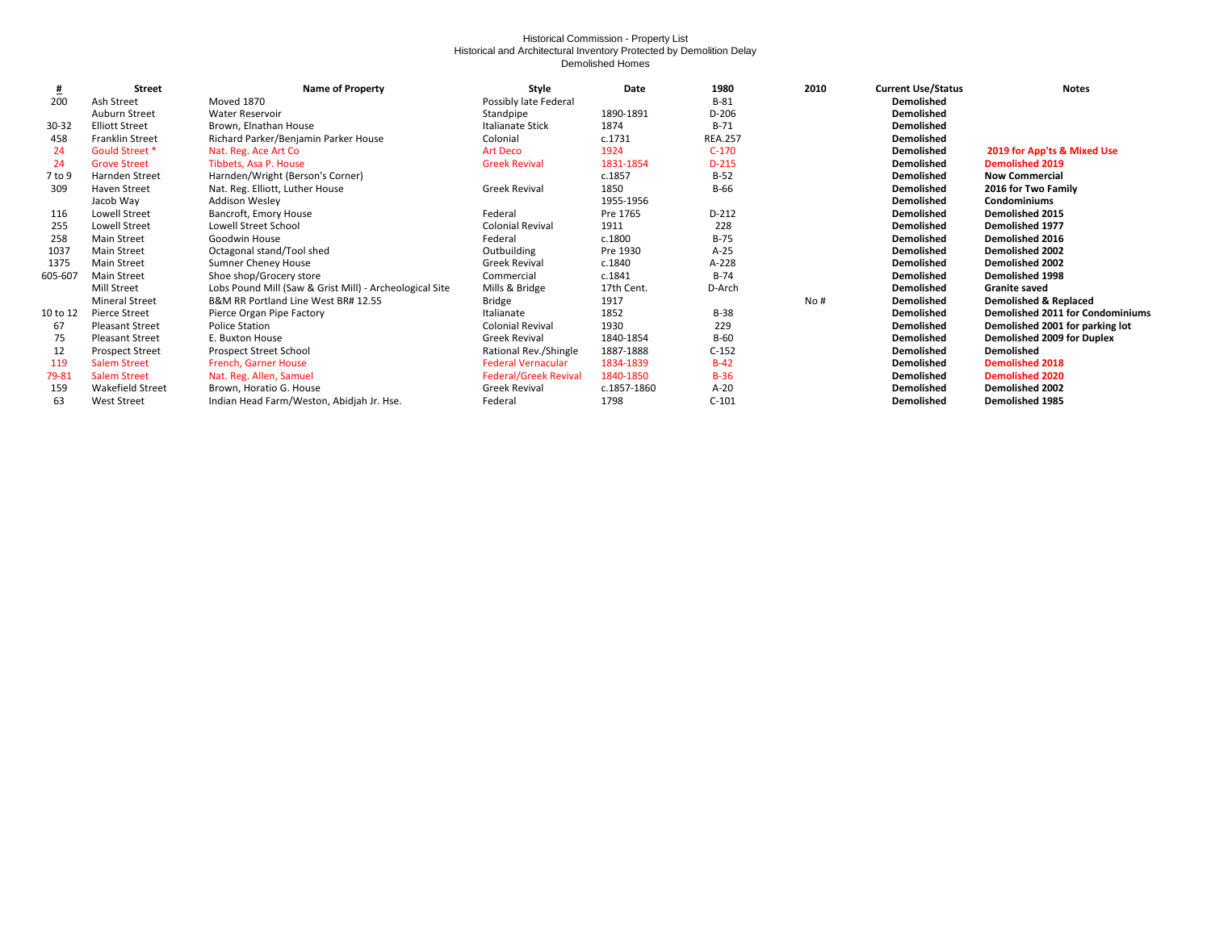Historical Commission - Property List
Historical and Architectural Inventory Protected by Demolition Delay
Demolished Homes

| # | Street | Name of Property | Style | Date | 1980 | 2010 | Current Use/Status | Notes |
|---|---|---|---|---|---|---|---|---|
| 200 | Ash Street | Moved 1870 | Possibly late Federal | | B-81 | | **Demolished** | |
| | Auburn Street | Water Reservoir | Standpipe | 1890-1891 | D-206 | | **Demolished** | |
| 30-32 | Elliott Street | Brown, Elnathan House | Italianate Stick | 1874 | B-71 | | **Demolished** | |
| 458 | Franklin Street | Richard Parker/Benjamin Parker House | Colonial | c.1731 | REA.257 | | **Demolished** | |
| 24 | Gould Street * | Nat. Reg. Ace Art Co | Art Deco | 1924 | C-170 | | **Demolished** | **2019 for App'ts & Mixed Use** |
| 24 | Grove Street | Tibbets, Asa P. House | Greek Revival | 1831-1854 | D-215 | | **Demolished** | **Demolished 2019** |
| 7 to 9 | Harnden Street | Harnden/Wright (Berson's Corner) | | c.1857 | B-52 | | **Demolished** | **Now Commercial** |
| 309 | Haven Street | Nat. Reg. Elliott, Luther House | Greek Revival | 1850 | B-66 | | **Demolished** | **2016 for Two Family** |
| | Jacob Way | Addison Wesley | | 1955-1956 | | | **Demolished** | **Condominiums** |
| 116 | Lowell Street | Bancroft, Emory House | Federal | Pre 1765 | D-212 | | **Demolished** | **Demolished 2015** |
| 255 | Lowell Street | Lowell Street School | Colonial Revival | 1911 | 228 | | **Demolished** | **Demolished 1977** |
| 258 | Main Street | Goodwin House | Federal | c.1800 | B-75 | | **Demolished** | **Demolished 2016** |
| 1037 | Main Street | Octagonal stand/Tool shed | Outbuilding | Pre 1930 | A-25 | | **Demolished** | **Demolished 2002** |
| 1375 | Main Street | Sumner Cheney House | Greek Revival | c.1840 | A-228 | | **Demolished** | **Demolished 2002** |
| 605-607 | Main Street | Shoe shop/Grocery store | Commercial | c.1841 | B-74 | | **Demolished** | **Demolished 1998** |
| | Mill Street | Lobs Pound Mill (Saw & Grist Mill) - Archeological Site | Mills & Bridge | 17th Cent. | D-Arch | | **Demolished** | **Granite saved** |
| | Mineral Street | B&M RR Portland Line West BR# 12.55 | Bridge | 1917 | | No # | **Demolished** | **Demolished & Replaced** |
| 10 to 12 | Pierce Street | Pierce Organ Pipe Factory | Italianate | 1852 | B-38 | | **Demolished** | **Demolished 2011 for Condominiums** |
| 67 | Pleasant Street | Police Station | Colonial Revival | 1930 | 229 | | **Demolished** | **Demolished 2001 for parking lot** |
| 75 | Pleasant Street | E. Buxton House | Greek Revival | 1840-1854 | B-60 | | **Demolished** | **Demolished 2009 for Duplex** |
| 12 | Prospect Street | Prospect Street School | Rational Rev./Shingle | 1887-1888 | C-152 | | **Demolished** | **Demolished** |
| 119 | Salem Street | French, Garner House | Federal Vernacular | 1834-1839 | B-42 | | **Demolished** | **Demolished 2018** |
| 79-81 | Salem Street | Nat. Reg. Allen, Samuel | Federal/Greek Revival | 1840-1850 | B-36 | | **Demolished** | **Demolished 2020** |
| 159 | Wakefield Street | Brown, Horatio G. House | Greek Revival | c.1857-1860 | A-20 | | **Demolished** | **Demolished 2002** |
| 63 | West Street | Indian Head Farm/Weston, Abidjah Jr. Hse. | Federal | 1798 | C-101 | | **Demolished** | **Demolished 1985** |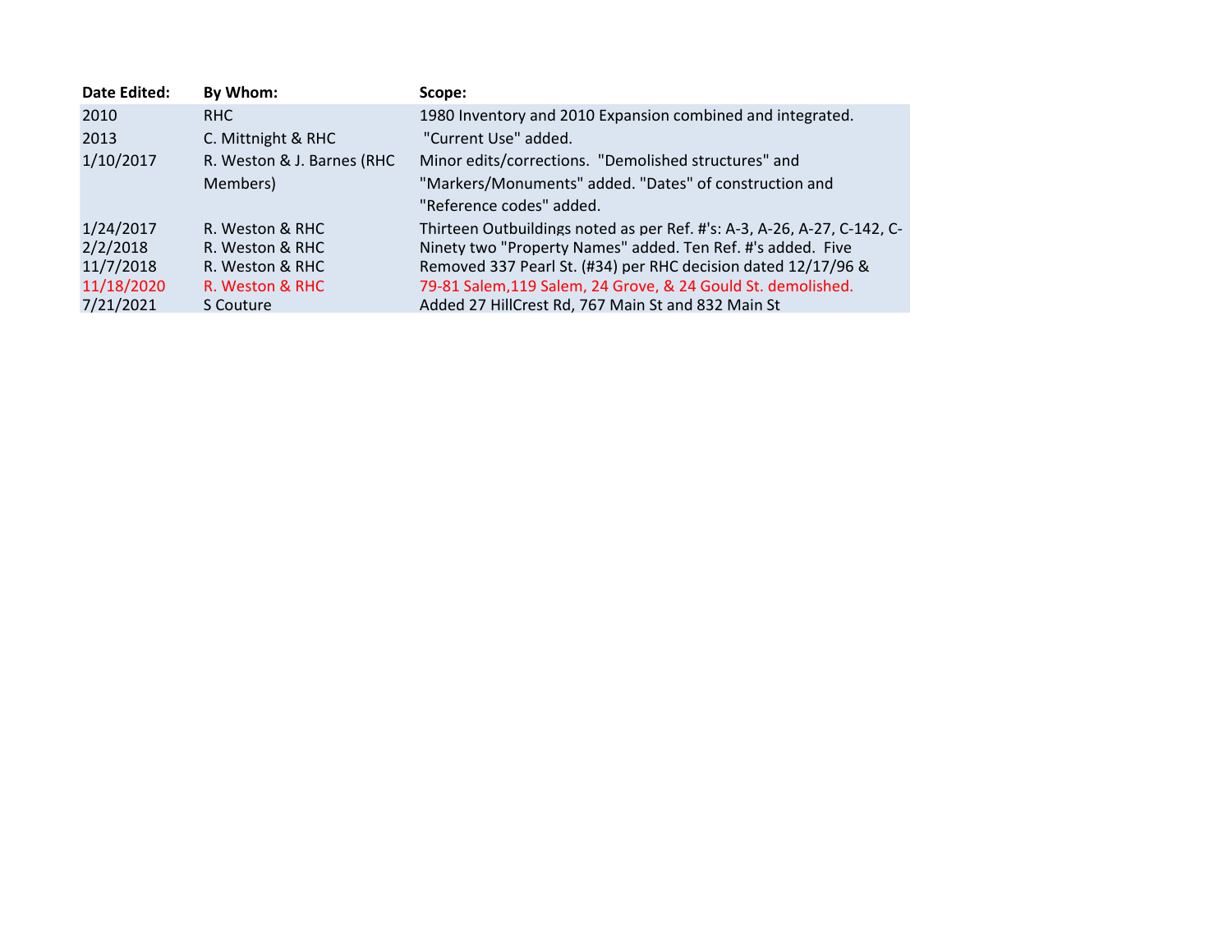| Date Edited: | By Whom: | Scope: |
|---|---|---|
| 2010 | RHC | 1980 Inventory and 2010 Expansion combined and integrated. |
| 2013 | C. Mittnight & RHC | "Current Use" added. |
| 1/10/2017 | R. Weston & J. Barnes (RHC Members) | Minor edits/corrections. "Demolished structures" and "Markers/Monuments" added. "Dates" of construction and "Reference codes" added. |
| 1/24/2017 | R. Weston & RHC | Thirteen Outbuildings noted as per Ref. #'s: A-3, A-26, A-27, C-142, C- |
| 2/2/2018 | R. Weston & RHC | Ninety two "Property Names" added. Ten Ref. #'s added. Five |
| 11/7/2018 | R. Weston & RHC | Removed 337 Pearl St. (#34) per RHC decision dated 12/17/96 & |
| 11/18/2020 | R. Weston & RHC | 79-81 Salem,119 Salem, 24 Grove, & 24 Gould St. demolished. |
| 7/21/2021 | S Couture | Added 27 HillCrest Rd, 767 Main St and 832 Main St |